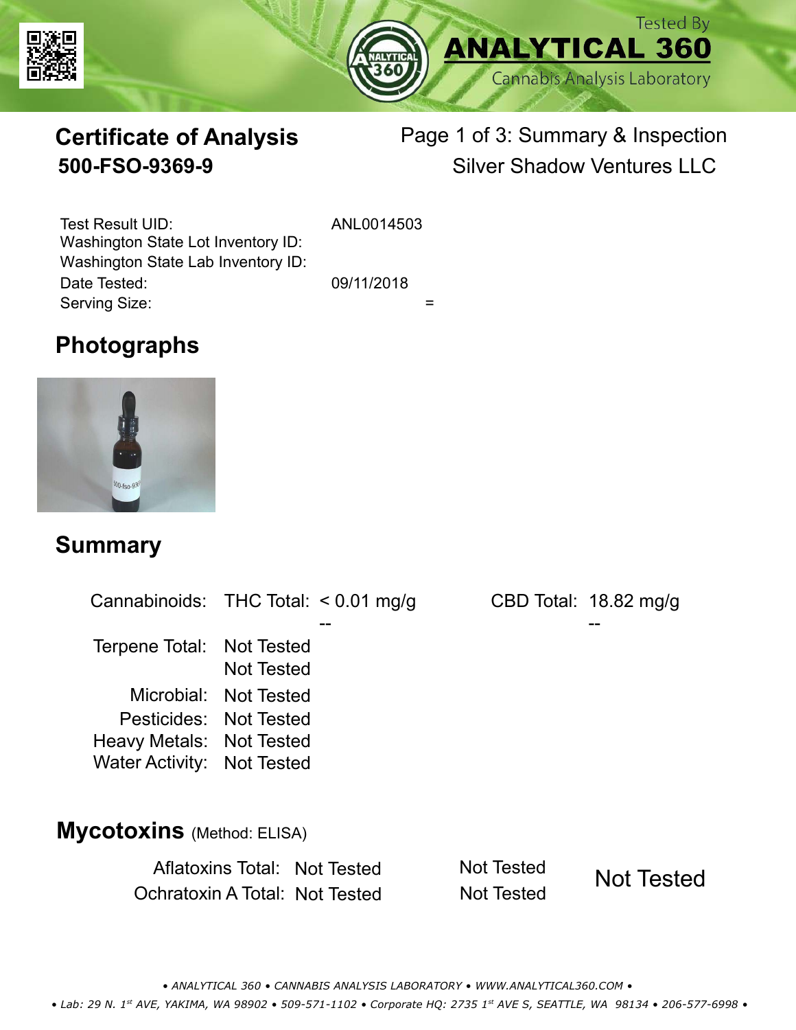# Certificate of Analysis

**500-FSO-9369-9**

Page 1 of 3: Summary & Inspection
Silver Shadow Ventures LLC

| | |
|---|---|
| Test Result UID: | ANL0014503 |
| Washington State Lot Inventory ID: | |
| Washington State Lab Inventory ID: | |
| Date Tested: | 09/11/2018 |
| Serving Size: | = |

## Photographs

## Summary

| | | | | |
|---|---|---|---|---|
| Cannabinoids: | THC Total: | < 0.01 mg/g | CBD Total: | 18.82 mg/g |
| | | -- | | -- |
| Terpene Total: | Not Tested | | | |
| | Not Tested | | | |
| Microbial: | Not Tested | | | |
| Pesticides: | Not Tested | | | |
| Heavy Metals: | Not Tested | | | |
| Water Activity: | Not Tested | | | |

## Mycotoxins (Method: ELISA)

| | | | |
|---|---|---|---|
| Aflatoxins Total: | Not Tested | Not Tested | Not Tested |
| Ochratoxin A Total: | Not Tested | Not Tested | |

*• ANALYTICAL 360 • CANNABIS ANALYSIS LABORATORY • WWW.ANALYTICAL360.COM •*

*• Lab: 29 N. 1st AVE, YAKIMA, WA 98902 • 509-571-1102 • Corporate HQ: 2735 1st AVE S, SEATTLE, WA 98134 • 206-577-6998 •*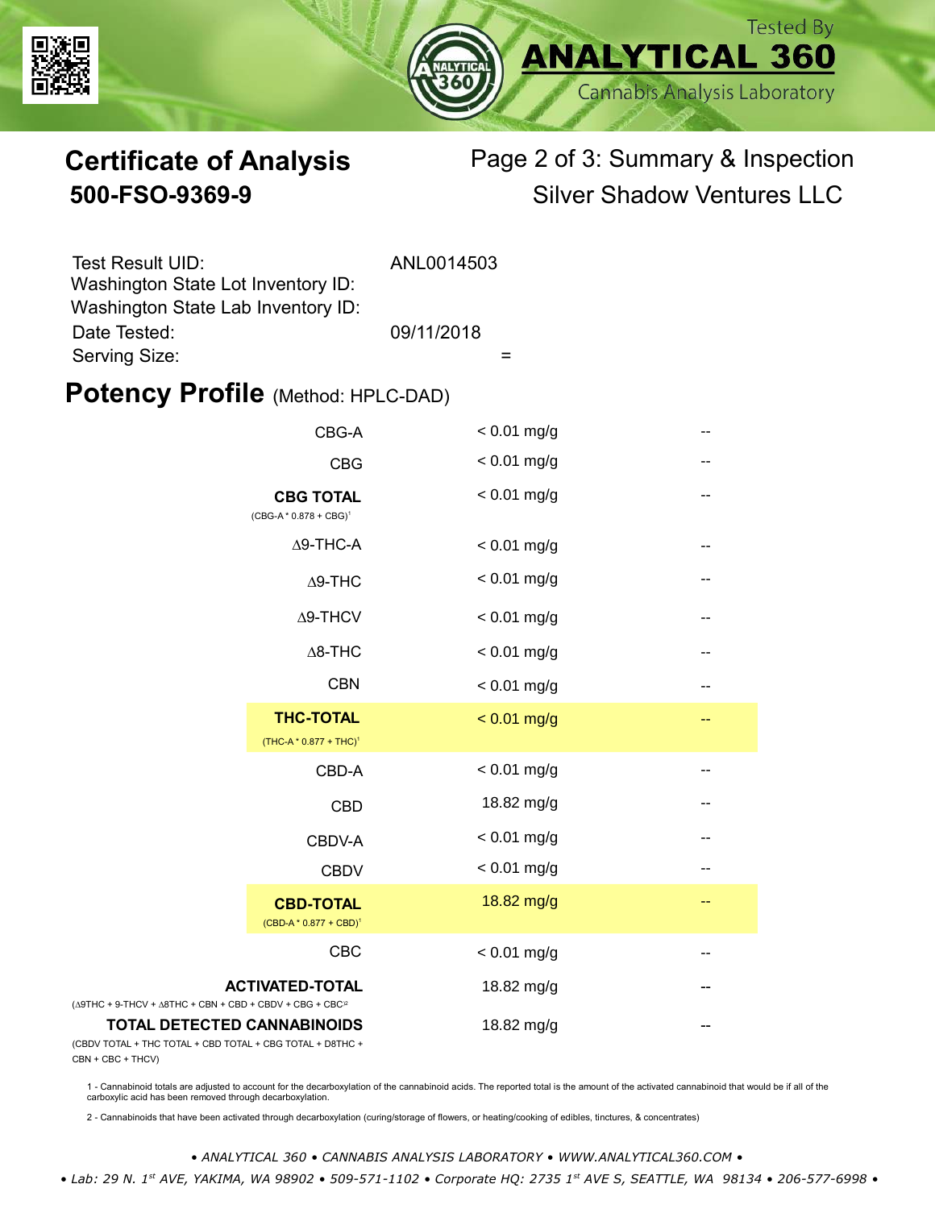Tested By **ANALYTICAL 360** Cannabis Analysis Laboratory

# Certificate of Analysis

## 500-FSO-9369-9

Page 2 of 3: Summary & Inspection

Silver Shadow Ventures LLC

| | |
|---|---|
| Test Result UID: | ANL0014503 |
| Washington State Lot Inventory ID: | |
| Washington State Lab Inventory ID: | |
| Date Tested: | 09/11/2018 |
| Serving Size: | = |

## Potency Profile (Method: HPLC-DAD)

| Cannabinoid | Result | |
|---|---|---|
| CBG-A | < 0.01 mg/g | -- |
| CBG | < 0.01 mg/g | -- |
| **CBG TOTAL** (CBG-A * 0.878 + CBG)[1] | < 0.01 mg/g | -- |
| Δ9-THC-A | < 0.01 mg/g | -- |
| Δ9-THC | < 0.01 mg/g | -- |
| Δ9-THCV | < 0.01 mg/g | -- |
| Δ8-THC | < 0.01 mg/g | -- |
| CBN | < 0.01 mg/g | -- |
| **THC-TOTAL** (THC-A * 0.877 + THC)[1] | < 0.01 mg/g | -- |
| CBD-A | < 0.01 mg/g | -- |
| CBD | 18.82 mg/g | -- |
| CBDV-A | < 0.01 mg/g | -- |
| CBDV | < 0.01 mg/g | -- |
| **CBD-TOTAL** (CBD-A * 0.877 + CBD)[1] | 18.82 mg/g | -- |
| CBC | < 0.01 mg/g | -- |
| **ACTIVATED-TOTAL** (Δ9THC + 9-THCV + Δ8THC + CBN + CBD + CBDV + CBG + CBC[2] | 18.82 mg/g | -- |
| **TOTAL DETECTED CANNABINOIDS** (CBDV TOTAL + THC TOTAL + CBD TOTAL + CBG TOTAL + D8THC + CBN + CBC + THCV) | 18.82 mg/g | -- |

1 - Cannabinoid totals are adjusted to account for the decarboxylation of the cannabinoid acids. The reported total is the amount of the activated cannabinoid that would be if all of the carboxylic acid has been removed through decarboxylation.

2 - Cannabinoids that have been activated through decarboxylation (curing/storage of flowers, or heating/cooking of edibles, tinctures, & concentrates)

*• ANALYTICAL 360 • CANNABIS ANALYSIS LABORATORY • WWW.ANALYTICAL360.COM •*

*• Lab: 29 N. 1st AVE, YAKIMA, WA 98902 • 509-571-1102 • Corporate HQ: 2735 1st AVE S, SEATTLE, WA 98134 • 206-577-6998 •*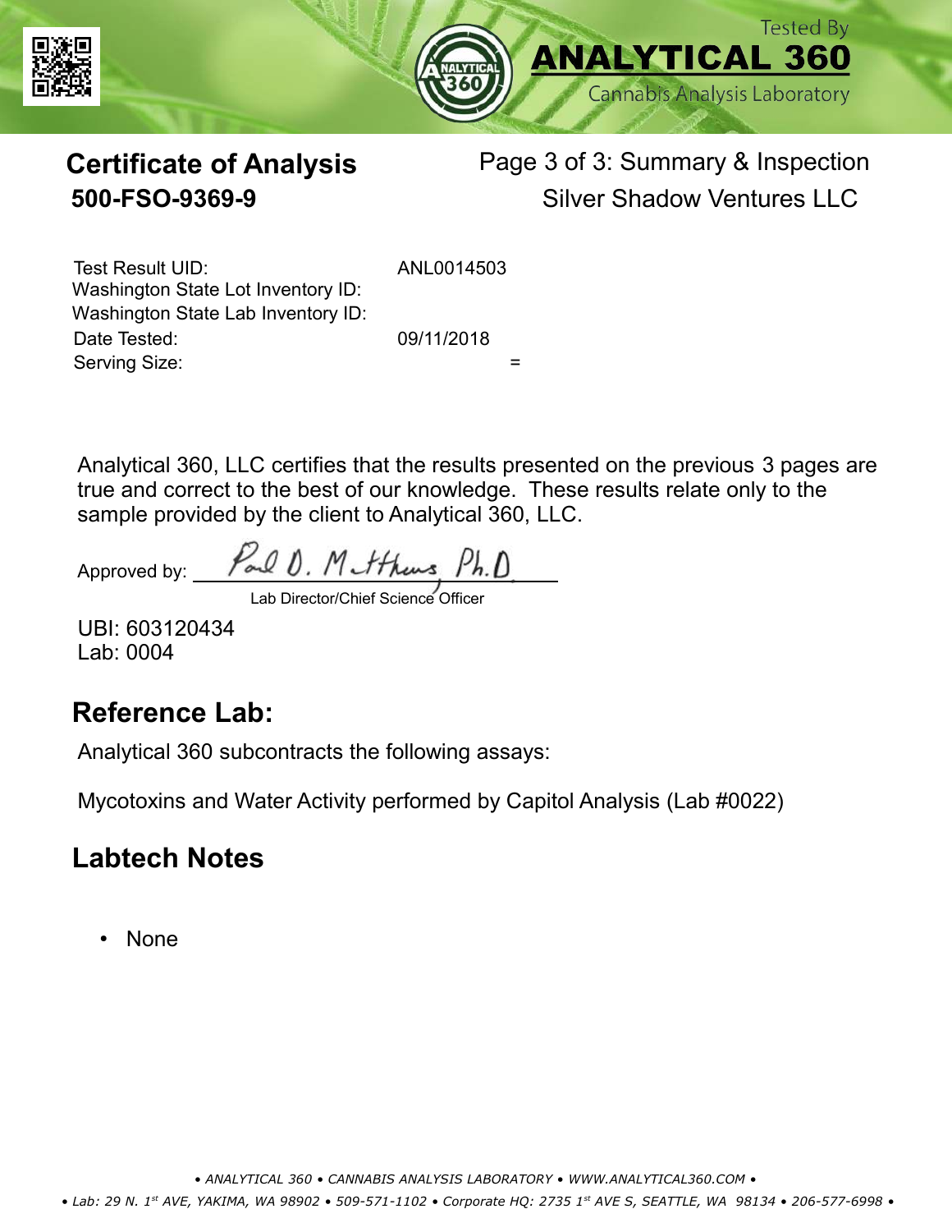# Certificate of Analysis

**500-FSO-9369-9**

Page 3 of 3: Summary & Inspection

Silver Shadow Ventures LLC

| | |
|---|---|
| Test Result UID: | ANL0014503 |
| Washington State Lot Inventory ID: | |
| Washington State Lab Inventory ID: | |
| Date Tested: | 09/11/2018 |
| Serving Size: | = |

Analytical 360, LLC certifies that the results presented on the previous 3 pages are true and correct to the best of our knowledge. These results relate only to the sample provided by the client to Analytical 360, LLC.

Approved by: Paul D. Matthews, Ph.D

Lab Director/Chief Science Officer

UBI: 603120434
Lab: 0004

## Reference Lab:

Analytical 360 subcontracts the following assays:

Mycotoxins and Water Activity performed by Capitol Analysis (Lab #0022)

## Labtech Notes

- None